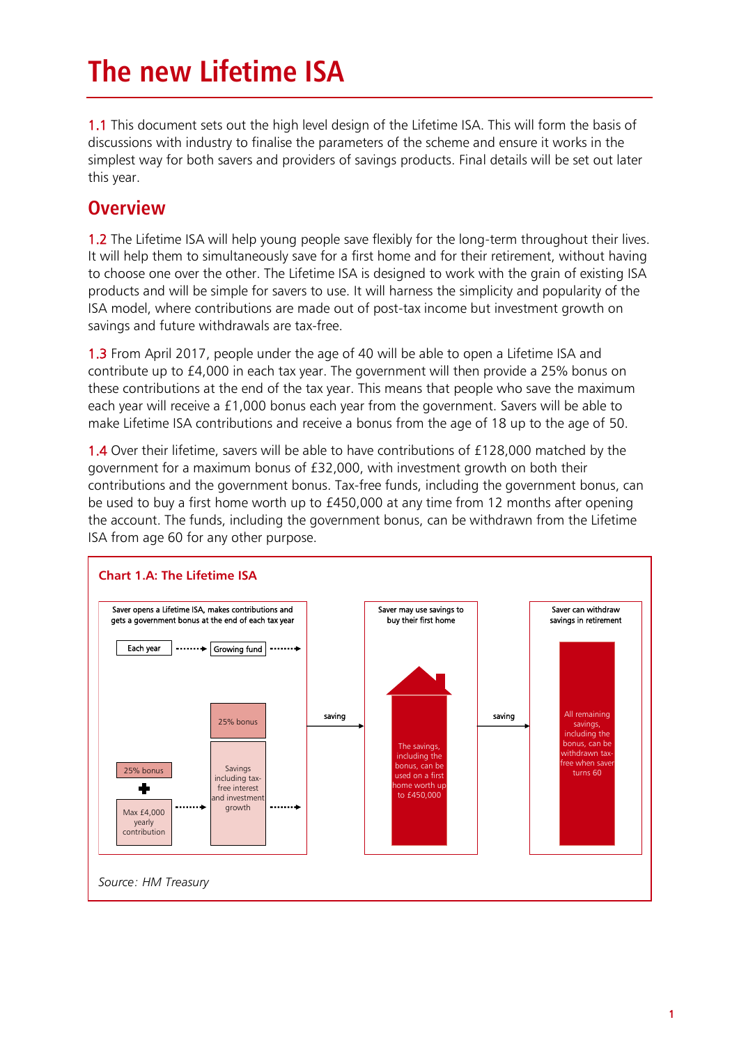# The new Lifetime ISA

1.1 This document sets out the high level design of the Lifetime ISA. This will form the basis of discussions with industry to finalise the parameters of the scheme and ensure it works in the simplest way for both savers and providers of savings products. Final details will be set out later this year.

## Overview

1.2 The Lifetime ISA will help young people save flexibly for the long-term throughout their lives. It will help them to simultaneously save for a first home and for their retirement, without having to choose one over the other. The Lifetime ISA is designed to work with the grain of existing ISA products and will be simple for savers to use. It will harness the simplicity and popularity of the ISA model, where contributions are made out of post-tax income but investment growth on savings and future withdrawals are tax-free.

1.3 From April 2017, people under the age of 40 will be able to open a Lifetime ISA and contribute up to £4,000 in each tax year. The government will then provide a 25% bonus on these contributions at the end of the tax year. This means that people who save the maximum each year will receive a £1,000 bonus each year from the government. Savers will be able to make Lifetime ISA contributions and receive a bonus from the age of 18 up to the age of 50.

1.4 Over their lifetime, savers will be able to have contributions of £128,000 matched by the government for a maximum bonus of £32,000, with investment growth on both their contributions and the government bonus. Tax-free funds, including the government bonus, can be used to buy a first home worth up to £450,000 at any time from 12 months after opening the account. The funds, including the government bonus, can be withdrawn from the Lifetime ISA from age 60 for any other purpose.

**Chart 1.A: The Lifetime ISA**

Saver opens a Lifetime ISA, makes contributions and gets a government bonus at the end of each tax year

Each year → Growing fund →

25% bonus + Max £4,000 yearly contribution → 25% bonus; Savings including tax-free interest and investment growth →

saving →

Saver may use savings to buy their first home

The savings, including the bonus, can be used on a first home worth up to £450,000

saving →

Saver can withdraw savings in retirement

All remaining savings, including the bonus, can be withdrawn tax-free when saver turns 60

*Source: HM Treasury*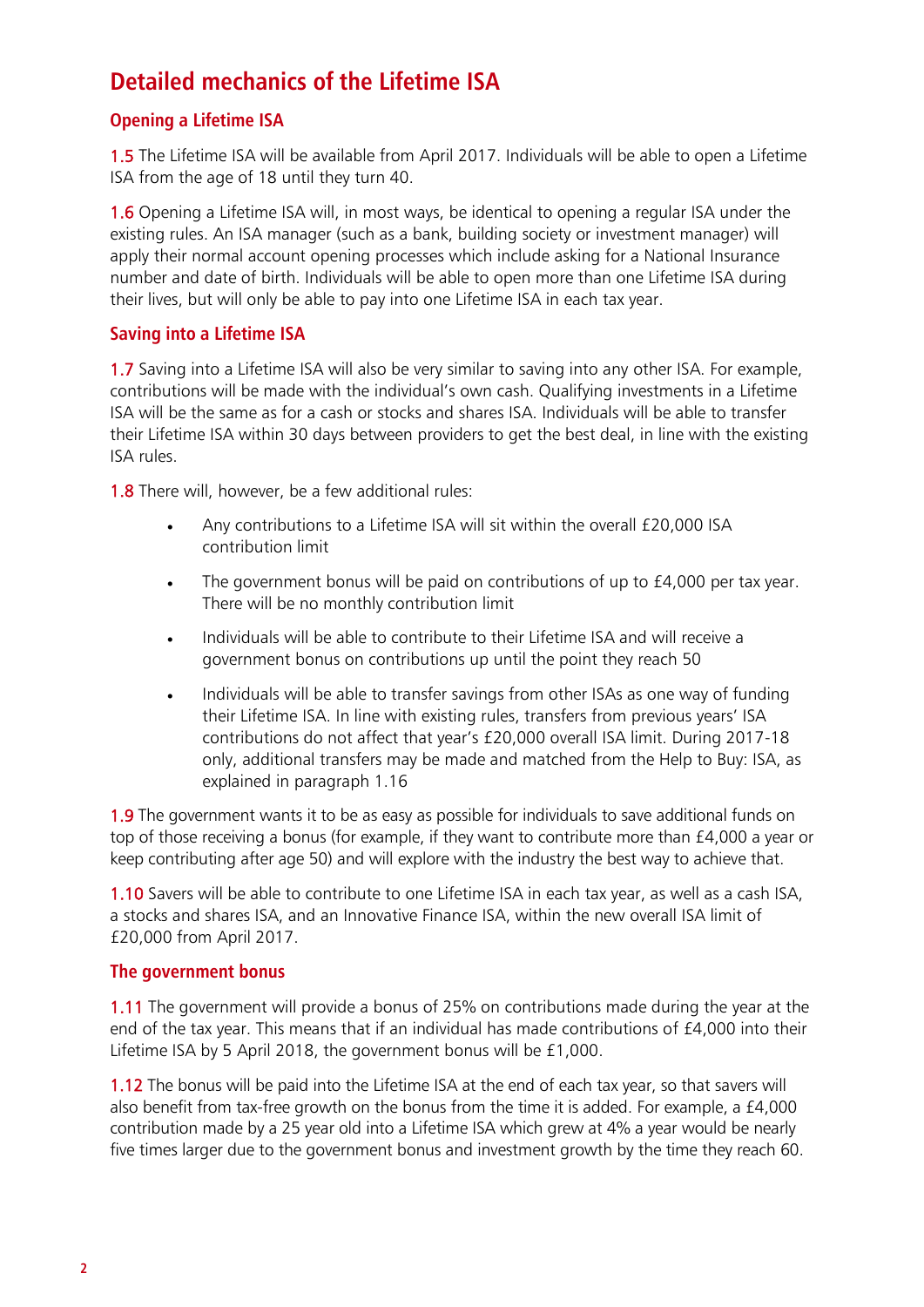## Detailed mechanics of the Lifetime ISA

### Opening a Lifetime ISA

1.5 The Lifetime ISA will be available from April 2017. Individuals will be able to open a Lifetime ISA from the age of 18 until they turn 40.

1.6 Opening a Lifetime ISA will, in most ways, be identical to opening a regular ISA under the existing rules. An ISA manager (such as a bank, building society or investment manager) will apply their normal account opening processes which include asking for a National Insurance number and date of birth. Individuals will be able to open more than one Lifetime ISA during their lives, but will only be able to pay into one Lifetime ISA in each tax year.

### Saving into a Lifetime ISA

1.7 Saving into a Lifetime ISA will also be very similar to saving into any other ISA. For example, contributions will be made with the individual's own cash. Qualifying investments in a Lifetime ISA will be the same as for a cash or stocks and shares ISA. Individuals will be able to transfer their Lifetime ISA within 30 days between providers to get the best deal, in line with the existing ISA rules.

1.8 There will, however, be a few additional rules:

- Any contributions to a Lifetime ISA will sit within the overall £20,000 ISA contribution limit
- The government bonus will be paid on contributions of up to £4,000 per tax year. There will be no monthly contribution limit
- Individuals will be able to contribute to their Lifetime ISA and will receive a government bonus on contributions up until the point they reach 50
- Individuals will be able to transfer savings from other ISAs as one way of funding their Lifetime ISA. In line with existing rules, transfers from previous years' ISA contributions do not affect that year's £20,000 overall ISA limit. During 2017-18 only, additional transfers may be made and matched from the Help to Buy: ISA, as explained in paragraph 1.16

1.9 The government wants it to be as easy as possible for individuals to save additional funds on top of those receiving a bonus (for example, if they want to contribute more than £4,000 a year or keep contributing after age 50) and will explore with the industry the best way to achieve that.

1.10 Savers will be able to contribute to one Lifetime ISA in each tax year, as well as a cash ISA, a stocks and shares ISA, and an Innovative Finance ISA, within the new overall ISA limit of £20,000 from April 2017.

### The government bonus

1.11 The government will provide a bonus of 25% on contributions made during the year at the end of the tax year. This means that if an individual has made contributions of £4,000 into their Lifetime ISA by 5 April 2018, the government bonus will be £1,000.

1.12 The bonus will be paid into the Lifetime ISA at the end of each tax year, so that savers will also benefit from tax-free growth on the bonus from the time it is added. For example, a £4,000 contribution made by a 25 year old into a Lifetime ISA which grew at 4% a year would be nearly five times larger due to the government bonus and investment growth by the time they reach 60.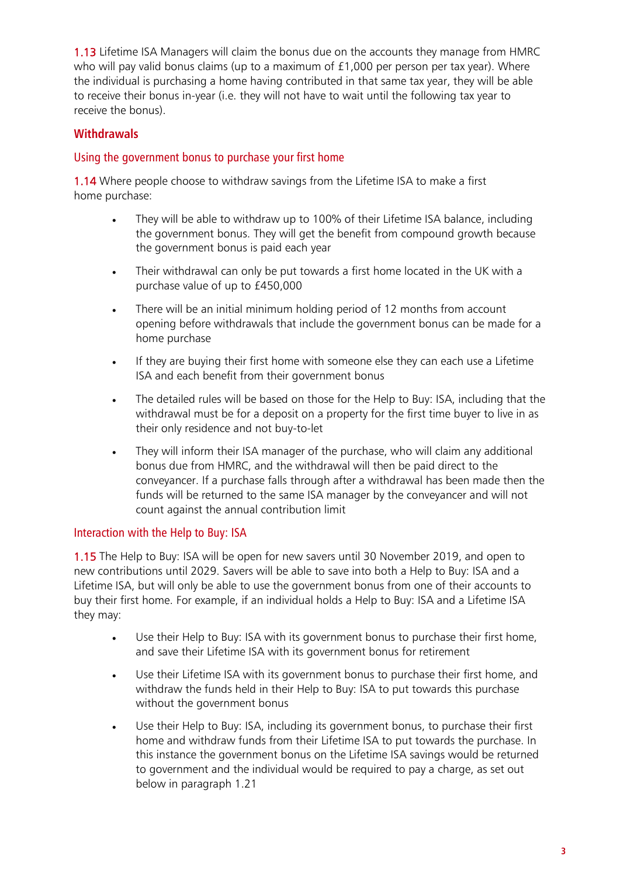1.13 Lifetime ISA Managers will claim the bonus due on the accounts they manage from HMRC who will pay valid bonus claims (up to a maximum of £1,000 per person per tax year). Where the individual is purchasing a home having contributed in that same tax year, they will be able to receive their bonus in-year (i.e. they will not have to wait until the following tax year to receive the bonus).

## Withdrawals

### Using the government bonus to purchase your first home

1.14 Where people choose to withdraw savings from the Lifetime ISA to make a first home purchase:

- They will be able to withdraw up to 100% of their Lifetime ISA balance, including the government bonus. They will get the benefit from compound growth because the government bonus is paid each year
- Their withdrawal can only be put towards a first home located in the UK with a purchase value of up to £450,000
- There will be an initial minimum holding period of 12 months from account opening before withdrawals that include the government bonus can be made for a home purchase
- If they are buying their first home with someone else they can each use a Lifetime ISA and each benefit from their government bonus
- The detailed rules will be based on those for the Help to Buy: ISA, including that the withdrawal must be for a deposit on a property for the first time buyer to live in as their only residence and not buy-to-let
- They will inform their ISA manager of the purchase, who will claim any additional bonus due from HMRC, and the withdrawal will then be paid direct to the conveyancer. If a purchase falls through after a withdrawal has been made then the funds will be returned to the same ISA manager by the conveyancer and will not count against the annual contribution limit

### Interaction with the Help to Buy: ISA

1.15 The Help to Buy: ISA will be open for new savers until 30 November 2019, and open to new contributions until 2029. Savers will be able to save into both a Help to Buy: ISA and a Lifetime ISA, but will only be able to use the government bonus from one of their accounts to buy their first home. For example, if an individual holds a Help to Buy: ISA and a Lifetime ISA they may:

- Use their Help to Buy: ISA with its government bonus to purchase their first home, and save their Lifetime ISA with its government bonus for retirement
- Use their Lifetime ISA with its government bonus to purchase their first home, and withdraw the funds held in their Help to Buy: ISA to put towards this purchase without the government bonus
- Use their Help to Buy: ISA, including its government bonus, to purchase their first home and withdraw funds from their Lifetime ISA to put towards the purchase. In this instance the government bonus on the Lifetime ISA savings would be returned to government and the individual would be required to pay a charge, as set out below in paragraph 1.21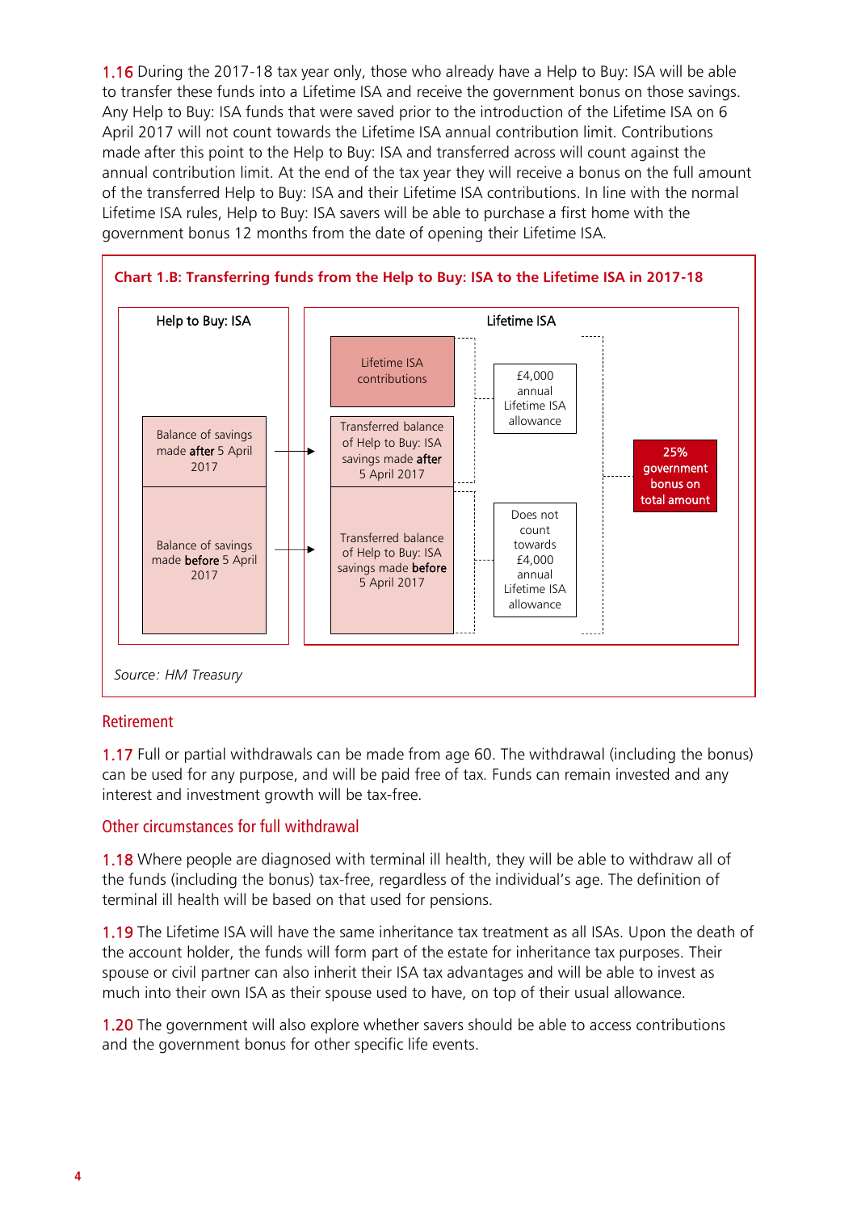**1.16** During the 2017-18 tax year only, those who already have a Help to Buy: ISA will be able to transfer these funds into a Lifetime ISA and receive the government bonus on those savings. Any Help to Buy: ISA funds that were saved prior to the introduction of the Lifetime ISA on 6 April 2017 will not count towards the Lifetime ISA annual contribution limit. Contributions made after this point to the Help to Buy: ISA and transferred across will count against the annual contribution limit. At the end of the tax year they will receive a bonus on the full amount of the transferred Help to Buy: ISA and their Lifetime ISA contributions. In line with the normal Lifetime ISA rules, Help to Buy: ISA savers will be able to purchase a first home with the government bonus 12 months from the date of opening their Lifetime ISA.

**Chart 1.B: Transferring funds from the Help to Buy: ISA to the Lifetime ISA in 2017-18**

Help to Buy: ISA

- Balance of savings made **after** 5 April 2017 → Transferred balance of Help to Buy: ISA savings made **after** 5 April 2017
- Balance of savings made **before** 5 April 2017 → Transferred balance of Help to Buy: ISA savings made **before** 5 April 2017

Lifetime ISA

- Lifetime ISA contributions
- Transferred balance of Help to Buy: ISA savings made **after** 5 April 2017
- Transferred balance of Help to Buy: ISA savings made **before** 5 April 2017

£4,000 annual Lifetime ISA allowance (Lifetime ISA contributions and transferred balance of savings made after 5 April 2017)

Does not count towards £4,000 annual Lifetime ISA allowance (transferred balance of savings made before 5 April 2017)

25% government bonus on total amount

*Source: HM Treasury*

## Retirement

**1.17** Full or partial withdrawals can be made from age 60. The withdrawal (including the bonus) can be used for any purpose, and will be paid free of tax. Funds can remain invested and any interest and investment growth will be tax-free.

## Other circumstances for full withdrawal

**1.18** Where people are diagnosed with terminal ill health, they will be able to withdraw all of the funds (including the bonus) tax-free, regardless of the individual's age. The definition of terminal ill health will be based on that used for pensions.

**1.19** The Lifetime ISA will have the same inheritance tax treatment as all ISAs. Upon the death of the account holder, the funds will form part of the estate for inheritance tax purposes. Their spouse or civil partner can also inherit their ISA tax advantages and will be able to invest as much into their own ISA as their spouse used to have, on top of their usual allowance.

**1.20** The government will also explore whether savers should be able to access contributions and the government bonus for other specific life events.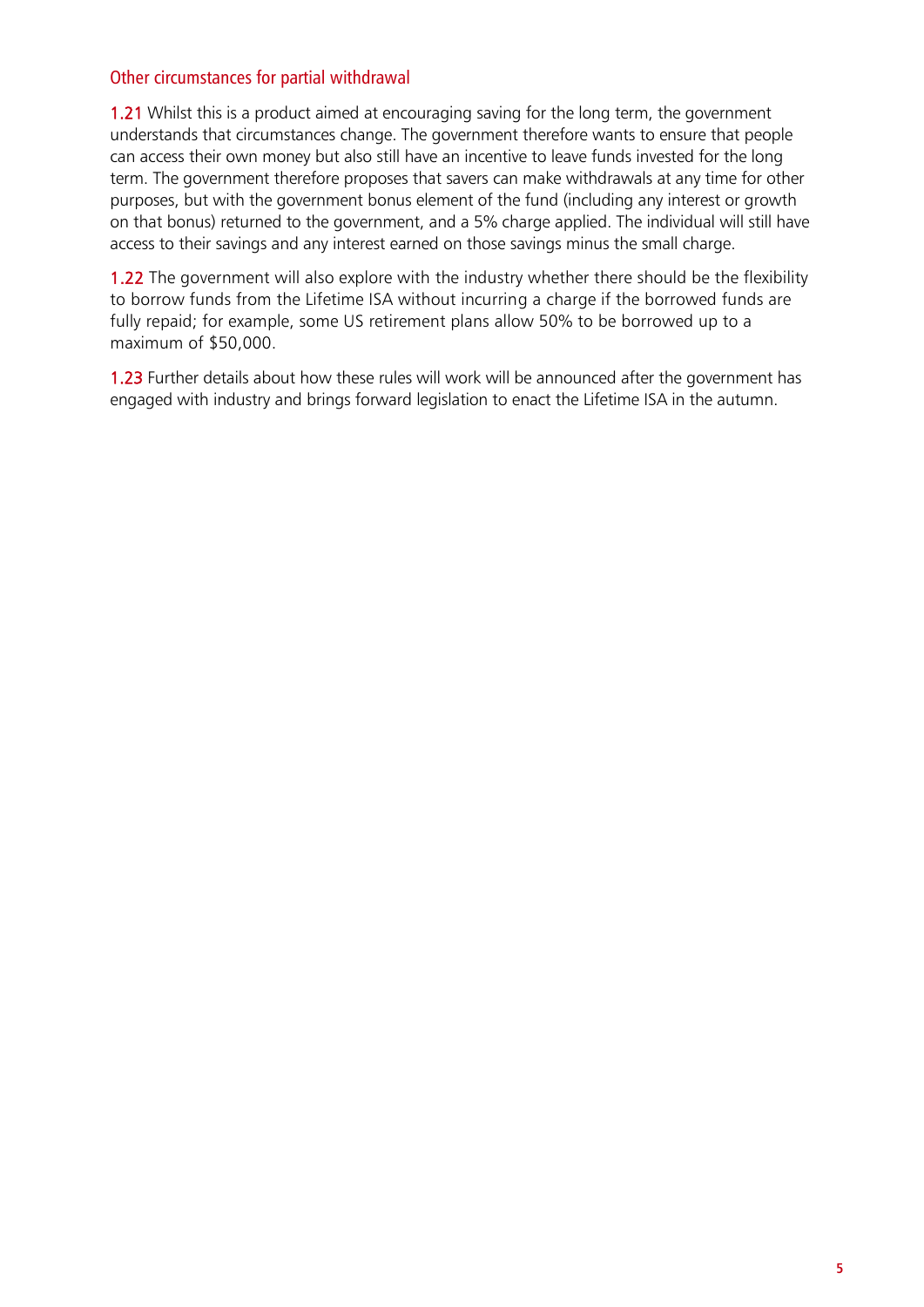### Other circumstances for partial withdrawal

1.21 Whilst this is a product aimed at encouraging saving for the long term, the government understands that circumstances change. The government therefore wants to ensure that people can access their own money but also still have an incentive to leave funds invested for the long term. The government therefore proposes that savers can make withdrawals at any time for other purposes, but with the government bonus element of the fund (including any interest or growth on that bonus) returned to the government, and a 5% charge applied. The individual will still have access to their savings and any interest earned on those savings minus the small charge.

1.22 The government will also explore with the industry whether there should be the flexibility to borrow funds from the Lifetime ISA without incurring a charge if the borrowed funds are fully repaid; for example, some US retirement plans allow 50% to be borrowed up to a maximum of $50,000.

1.23 Further details about how these rules will work will be announced after the government has engaged with industry and brings forward legislation to enact the Lifetime ISA in the autumn.